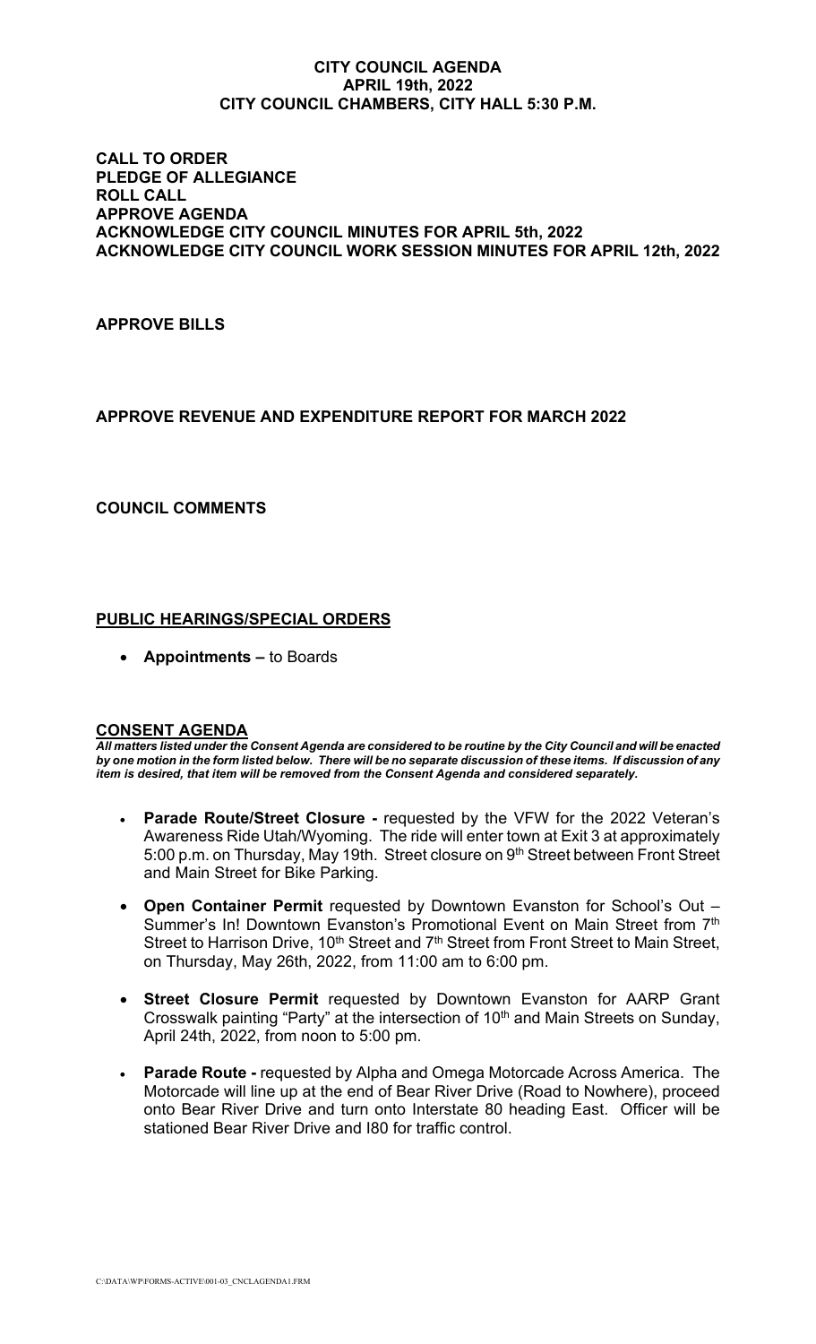**CITY COUNCIL AGENDA**
**APRIL 19th, 2022**
**CITY COUNCIL CHAMBERS, CITY HALL 5:30 P.M.**

**CALL TO ORDER**
**PLEDGE OF ALLEGIANCE**
**ROLL CALL**
**APPROVE AGENDA**
**ACKNOWLEDGE CITY COUNCIL MINUTES FOR APRIL 5th, 2022**
**ACKNOWLEDGE CITY COUNCIL WORK SESSION MINUTES FOR APRIL 12th, 2022**

**APPROVE BILLS**

**APPROVE REVENUE AND EXPENDITURE REPORT FOR MARCH 2022**

**COUNCIL COMMENTS**

**PUBLIC HEARINGS/SPECIAL ORDERS**

- **Appointments –** to Boards

**CONSENT AGENDA**

***All matters listed under the Consent Agenda are considered to be routine by the City Council and will be enacted by one motion in the form listed below. There will be no separate discussion of these items. If discussion of any item is desired, that item will be removed from the Consent Agenda and considered separately.***

- **Parade Route/Street Closure -** requested by the VFW for the 2022 Veteran's Awareness Ride Utah/Wyoming. The ride will enter town at Exit 3 at approximately 5:00 p.m. on Thursday, May 19th. Street closure on 9th Street between Front Street and Main Street for Bike Parking.
- **Open Container Permit** requested by Downtown Evanston for School's Out – Summer's In! Downtown Evanston's Promotional Event on Main Street from 7th Street to Harrison Drive, 10th Street and 7th Street from Front Street to Main Street, on Thursday, May 26th, 2022, from 11:00 am to 6:00 pm.
- **Street Closure Permit** requested by Downtown Evanston for AARP Grant Crosswalk painting "Party" at the intersection of 10th and Main Streets on Sunday, April 24th, 2022, from noon to 5:00 pm.
- **Parade Route -** requested by Alpha and Omega Motorcade Across America. The Motorcade will line up at the end of Bear River Drive (Road to Nowhere), proceed onto Bear River Drive and turn onto Interstate 80 heading East. Officer will be stationed Bear River Drive and I80 for traffic control.

C:\DATA\WP\FORMS-ACTIVE\001-03_CNCLAGENDA1.FRM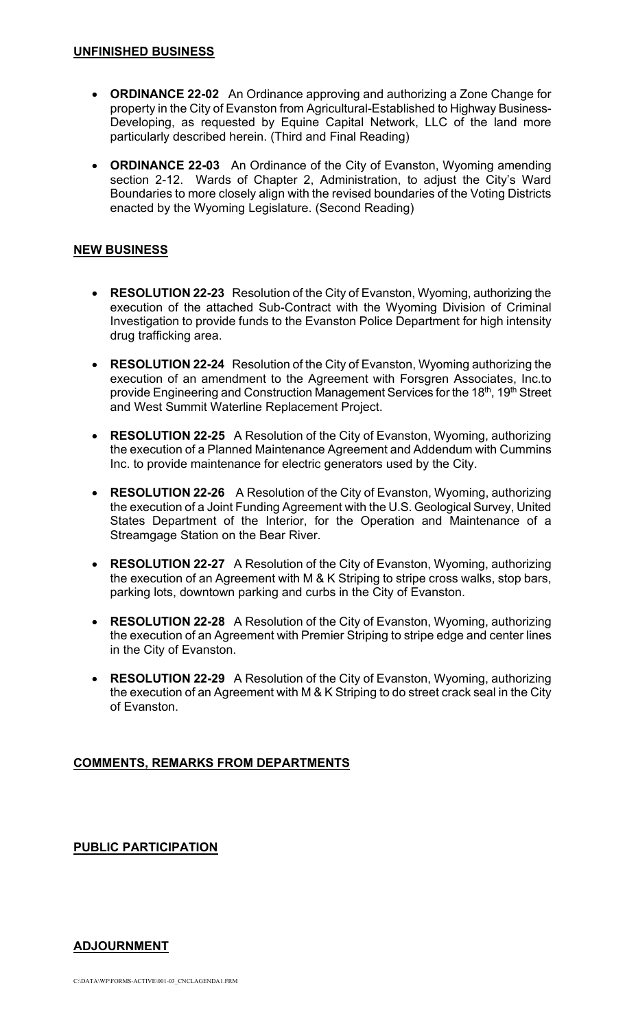## UNFINISHED BUSINESS

- **ORDINANCE 22-02** An Ordinance approving and authorizing a Zone Change for property in the City of Evanston from Agricultural-Established to Highway Business-Developing, as requested by Equine Capital Network, LLC of the land more particularly described herein. (Third and Final Reading)

- **ORDINANCE 22-03** An Ordinance of the City of Evanston, Wyoming amending section 2-12. Wards of Chapter 2, Administration, to adjust the City's Ward Boundaries to more closely align with the revised boundaries of the Voting Districts enacted by the Wyoming Legislature. (Second Reading)

## NEW BUSINESS

- **RESOLUTION 22-23** Resolution of the City of Evanston, Wyoming, authorizing the execution of the attached Sub-Contract with the Wyoming Division of Criminal Investigation to provide funds to the Evanston Police Department for high intensity drug trafficking area.

- **RESOLUTION 22-24** Resolution of the City of Evanston, Wyoming authorizing the execution of an amendment to the Agreement with Forsgren Associates, Inc.to provide Engineering and Construction Management Services for the 18th, 19th Street and West Summit Waterline Replacement Project.

- **RESOLUTION 22-25** A Resolution of the City of Evanston, Wyoming, authorizing the execution of a Planned Maintenance Agreement and Addendum with Cummins Inc. to provide maintenance for electric generators used by the City.

- **RESOLUTION 22-26** A Resolution of the City of Evanston, Wyoming, authorizing the execution of a Joint Funding Agreement with the U.S. Geological Survey, United States Department of the Interior, for the Operation and Maintenance of a Streamgage Station on the Bear River.

- **RESOLUTION 22-27** A Resolution of the City of Evanston, Wyoming, authorizing the execution of an Agreement with M & K Striping to stripe cross walks, stop bars, parking lots, downtown parking and curbs in the City of Evanston.

- **RESOLUTION 22-28** A Resolution of the City of Evanston, Wyoming, authorizing the execution of an Agreement with Premier Striping to stripe edge and center lines in the City of Evanston.

- **RESOLUTION 22-29** A Resolution of the City of Evanston, Wyoming, authorizing the execution of an Agreement with M & K Striping to do street crack seal in the City of Evanston.

## COMMENTS, REMARKS FROM DEPARTMENTS

## PUBLIC PARTICIPATION

## ADJOURNMENT

C:\DATA\WP\FORMS-ACTIVE\001-03_CNCLAGENDA1.FRM